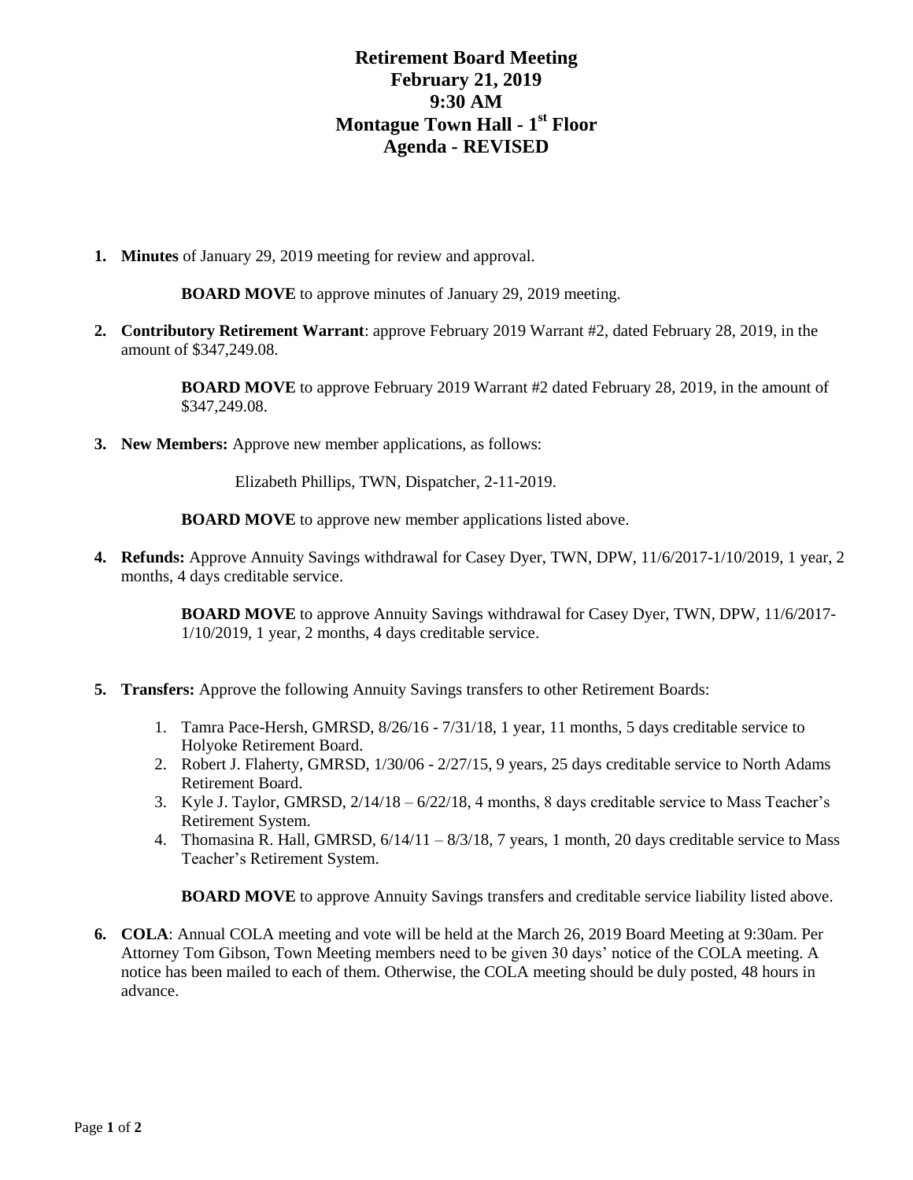# Retirement Board Meeting
# February 21, 2019
# 9:30 AM
# Montague Town Hall - 1st Floor
# Agenda - REVISED

1. **Minutes** of January 29, 2019 meeting for review and approval.

   **BOARD MOVE** to approve minutes of January 29, 2019 meeting.

2. **Contributory Retirement Warrant**: approve February 2019 Warrant #2, dated February 28, 2019, in the amount of $347,249.08.

   **BOARD MOVE** to approve February 2019 Warrant #2 dated February 28, 2019, in the amount of $347,249.08.

3. **New Members:** Approve new member applications, as follows:

   Elizabeth Phillips, TWN, Dispatcher, 2-11-2019.

   **BOARD MOVE** to approve new member applications listed above.

4. **Refunds:** Approve Annuity Savings withdrawal for Casey Dyer, TWN, DPW, 11/6/2017-1/10/2019, 1 year, 2 months, 4 days creditable service.

   **BOARD MOVE** to approve Annuity Savings withdrawal for Casey Dyer, TWN, DPW, 11/6/2017-1/10/2019, 1 year, 2 months, 4 days creditable service.

5. **Transfers:** Approve the following Annuity Savings transfers to other Retirement Boards:

   1. Tamra Pace-Hersh, GMRSD, 8/26/16 - 7/31/18, 1 year, 11 months, 5 days creditable service to Holyoke Retirement Board.
   2. Robert J. Flaherty, GMRSD, 1/30/06 - 2/27/15, 9 years, 25 days creditable service to North Adams Retirement Board.
   3. Kyle J. Taylor, GMRSD, 2/14/18 – 6/22/18, 4 months, 8 days creditable service to Mass Teacher's Retirement System.
   4. Thomasina R. Hall, GMRSD, 6/14/11 – 8/3/18, 7 years, 1 month, 20 days creditable service to Mass Teacher's Retirement System.

   **BOARD MOVE** to approve Annuity Savings transfers and creditable service liability listed above.

6. **COLA**: Annual COLA meeting and vote will be held at the March 26, 2019 Board Meeting at 9:30am. Per Attorney Tom Gibson, Town Meeting members need to be given 30 days' notice of the COLA meeting. A notice has been mailed to each of them. Otherwise, the COLA meeting should be duly posted, 48 hours in advance.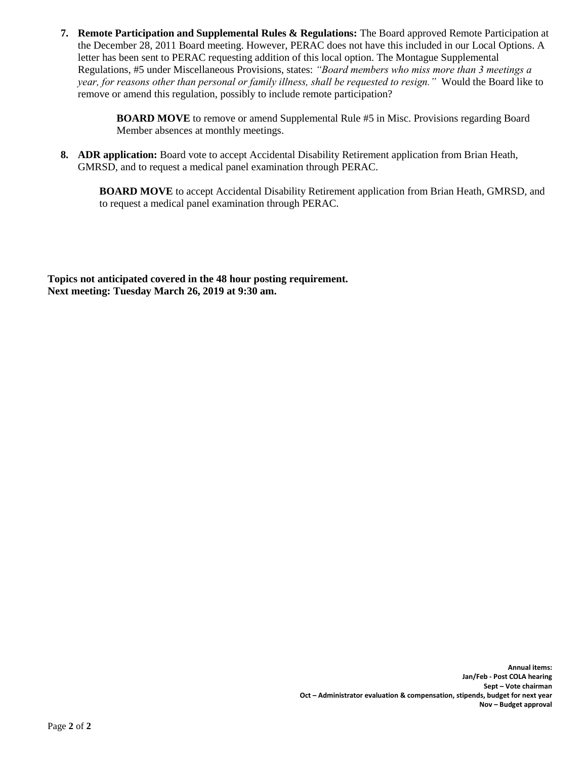7. **Remote Participation and Supplemental Rules & Regulations:** The Board approved Remote Participation at the December 28, 2011 Board meeting. However, PERAC does not have this included in our Local Options. A letter has been sent to PERAC requesting addition of this local option. The Montague Supplemental Regulations, #5 under Miscellaneous Provisions, states: *"Board members who miss more than 3 meetings a year, for reasons other than personal or family illness, shall be requested to resign."* Would the Board like to remove or amend this regulation, possibly to include remote participation?

   **BOARD MOVE** to remove or amend Supplemental Rule #5 in Misc. Provisions regarding Board Member absences at monthly meetings.

8. **ADR application:** Board vote to accept Accidental Disability Retirement application from Brian Heath, GMRSD, and to request a medical panel examination through PERAC.

   **BOARD MOVE** to accept Accidental Disability Retirement application from Brian Heath, GMRSD, and to request a medical panel examination through PERAC.

**Topics not anticipated covered in the 48 hour posting requirement.**
**Next meeting: Tuesday March 26, 2019 at 9:30 am.**

**Annual items:**
**Jan/Feb - Post COLA hearing**
**Sept – Vote chairman**
**Oct – Administrator evaluation & compensation, stipends, budget for next year**
**Nov – Budget approval**